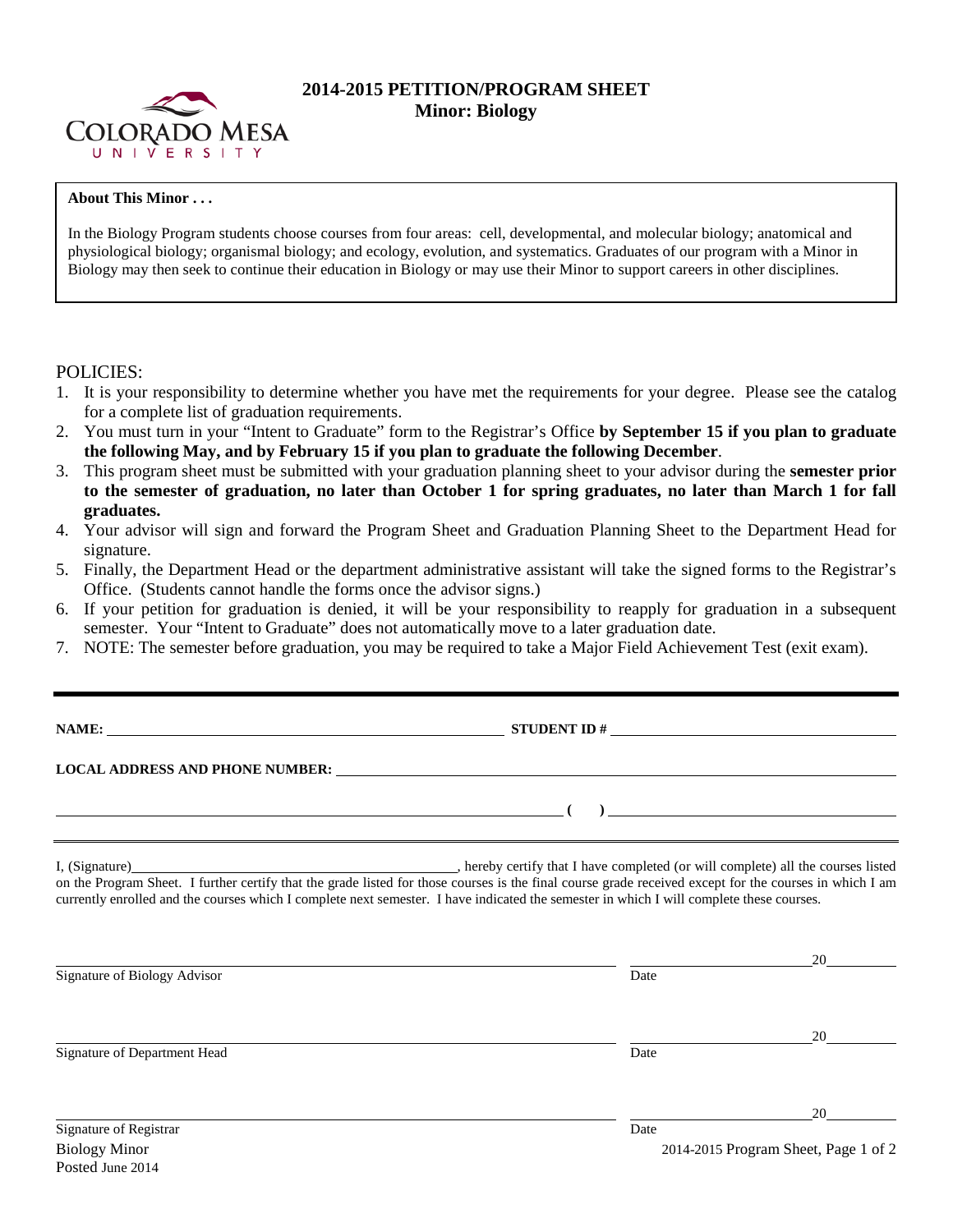# 2014-2015 PETITION/PROGRAM SHEET
## Minor: Biology

**About This Minor . . .**

In the Biology Program students choose courses from four areas: cell, developmental, and molecular biology; anatomical and physiological biology; organismal biology; and ecology, evolution, and systematics. Graduates of our program with a Minor in Biology may then seek to continue their education in Biology or may use their Minor to support careers in other disciplines.

POLICIES:

1. It is your responsibility to determine whether you have met the requirements for your degree. Please see the catalog for a complete list of graduation requirements.
2. You must turn in your "Intent to Graduate" form to the Registrar's Office **by September 15 if you plan to graduate the following May, and by February 15 if you plan to graduate the following December**.
3. This program sheet must be submitted with your graduation planning sheet to your advisor during the **semester prior to the semester of graduation, no later than October 1 for spring graduates, no later than March 1 for fall graduates.**
4. Your advisor will sign and forward the Program Sheet and Graduation Planning Sheet to the Department Head for signature.
5. Finally, the Department Head or the department administrative assistant will take the signed forms to the Registrar's Office. (Students cannot handle the forms once the advisor signs.)
6. If your petition for graduation is denied, it will be your responsibility to reapply for graduation in a subsequent semester. Your "Intent to Graduate" does not automatically move to a later graduation date.
7. NOTE: The semester before graduation, you may be required to take a Major Field Achievement Test (exit exam).

**NAME:** ______________________________ **STUDENT ID #** ______________________________

**LOCAL ADDRESS AND PHONE NUMBER:** ______________________________

______________________________ **( )** ______________________________

I, (Signature)______________________________, hereby certify that I have completed (or will complete) all the courses listed on the Program Sheet. I further certify that the grade listed for those courses is the final course grade received except for the courses in which I am currently enrolled and the courses which I complete next semester. I have indicated the semester in which I will complete these courses.

______________________________ ______________ 20______
Signature of Biology Advisor Date

______________________________ ______________ 20______
Signature of Department Head Date

______________________________ ______________ 20______
Signature of Registrar Date

Biology Minor
Posted June 2014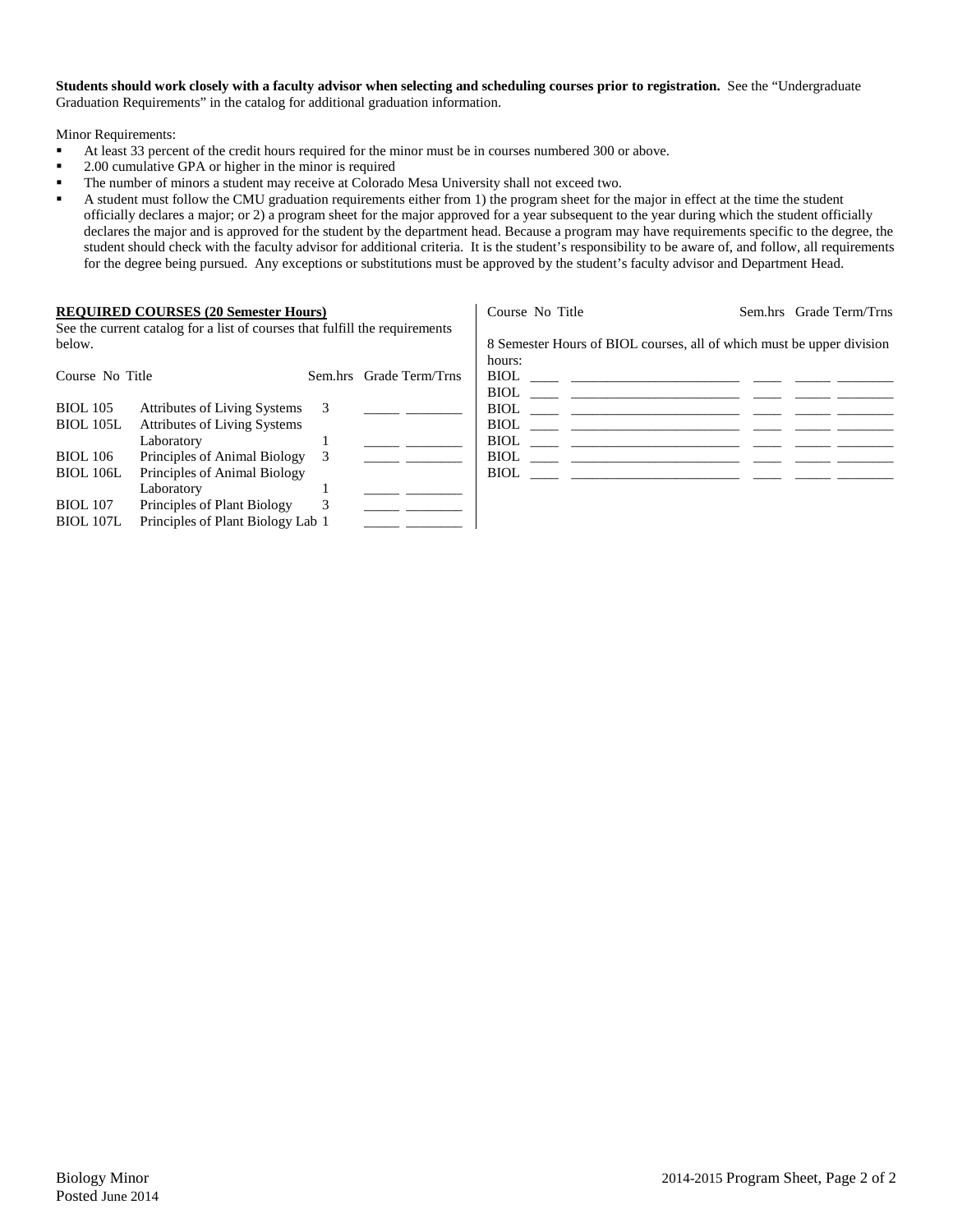**Students should work closely with a faculty advisor when selecting and scheduling courses prior to registration.** See the "Undergraduate Graduation Requirements" in the catalog for additional graduation information.

Minor Requirements:

- At least 33 percent of the credit hours required for the minor must be in courses numbered 300 or above.
- 2.00 cumulative GPA or higher in the minor is required
- The number of minors a student may receive at Colorado Mesa University shall not exceed two.
- A student must follow the CMU graduation requirements either from 1) the program sheet for the major in effect at the time the student officially declares a major; or 2) a program sheet for the major approved for a year subsequent to the year during which the student officially declares the major and is approved for the student by the department head. Because a program may have requirements specific to the degree, the student should check with the faculty advisor for additional criteria. It is the student's responsibility to be aware of, and follow, all requirements for the degree being pursued. Any exceptions or substitutions must be approved by the student's faculty advisor and Department Head.

**REQUIRED COURSES (20 Semester Hours)**

See the current catalog for a list of courses that fulfill the requirements below.

| Course No | Title | Sem.hrs | Grade | Term/Trns |
|---|---|---|---|---|
| BIOL 105 | Attributes of Living Systems | 3 | _____ | ________ |
| BIOL 105L | Attributes of Living Systems Laboratory | 1 | _____ | ________ |
| BIOL 106 | Principles of Animal Biology | 3 | _____ | ________ |
| BIOL 106L | Principles of Animal Biology Laboratory | 1 | _____ | ________ |
| BIOL 107 | Principles of Plant Biology | 3 | _____ | ________ |
| BIOL 107L | Principles of Plant Biology Lab | 1 | _____ | ________ |

8 Semester Hours of BIOL courses, all of which must be upper division hours:

| Course No | Title | Sem.hrs | Grade | Term/Trns |
|---|---|---|---|---|
| BIOL ____ | ________________________ | ____ | _____ | ________ |
| BIOL ____ | ________________________ | ____ | _____ | ________ |
| BIOL ____ | ________________________ | ____ | _____ | ________ |
| BIOL ____ | ________________________ | ____ | _____ | ________ |
| BIOL ____ | ________________________ | ____ | _____ | ________ |
| BIOL ____ | ________________________ | ____ | _____ | ________ |
| BIOL ____ | ________________________ | ____ | _____ | ________ |